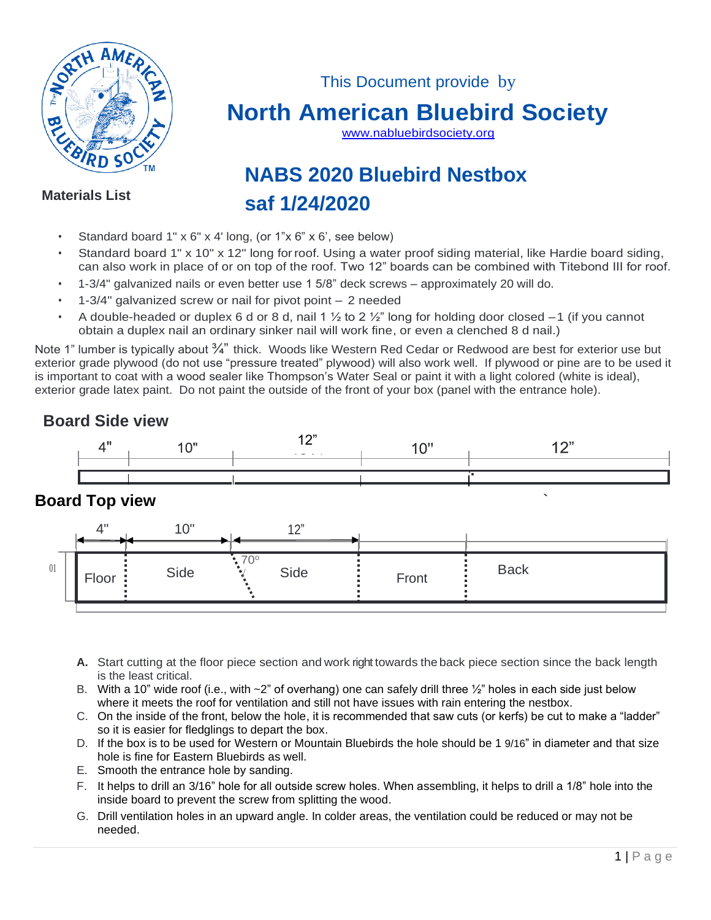This Document provide by

# North American Bluebird Society

www.nabluebirdsociety.org

# NABS 2020 Bluebird Nestbox
## saf 1/24/2020

**Materials List**

- Standard board 1" x 6" x 4' long, (or 1"x 6" x 6', see below)
- Standard board 1" x 10" x 12" long for roof. Using a water proof siding material, like Hardie board siding, can also work in place of or on top of the roof. Two 12" boards can be combined with Titebond III for roof.
- 1-3/4" galvanized nails or even better use 1 5/8" deck screws – approximately 20 will do.
- 1-3/4" galvanized screw or nail for pivot point – 2 needed
- A double-headed or duplex 6 d or 8 d, nail 1 ½ to 2 ½" long for holding door closed –1 (if you cannot obtain a duplex nail an ordinary sinker nail will work fine, or even a clenched 8 d nail.)

Note 1" lumber is typically about ¾" thick. Woods like Western Red Cedar or Redwood are best for exterior use but exterior grade plywood (do not use "pressure treated" plywood) will also work well. If plywood or pine are to be used it is important to coat with a wood sealer like Thompson's Water Seal or paint it with a light colored (white is ideal), exterior grade latex paint. Do not paint the outside of the front of your box (panel with the entrance hole).

## Board Side view

4" | 10" | 12" | 10" | 12"

## Board Top view

4" | 10" | 12"

Floor | Side | 70° | Side | Front | Back

A. Start cutting at the floor piece section and work right towards the back piece section since the back length is the least critical.
B. With a 10" wide roof (i.e., with ~2" of overhang) one can safely drill three ½" holes in each side just below where it meets the roof for ventilation and still not have issues with rain entering the nestbox.
C. On the inside of the front, below the hole, it is recommended that saw cuts (or kerfs) be cut to make a "ladder" so it is easier for fledglings to depart the box.
D. If the box is to be used for Western or Mountain Bluebirds the hole should be 1 9/16" in diameter and that size hole is fine for Eastern Bluebirds as well.
E. Smooth the entrance hole by sanding.
F. It helps to drill an 3/16" hole for all outside screw holes. When assembling, it helps to drill a 1/8" hole into the inside board to prevent the screw from splitting the wood.
G. Drill ventilation holes in an upward angle. In colder areas, the ventilation could be reduced or may not be needed.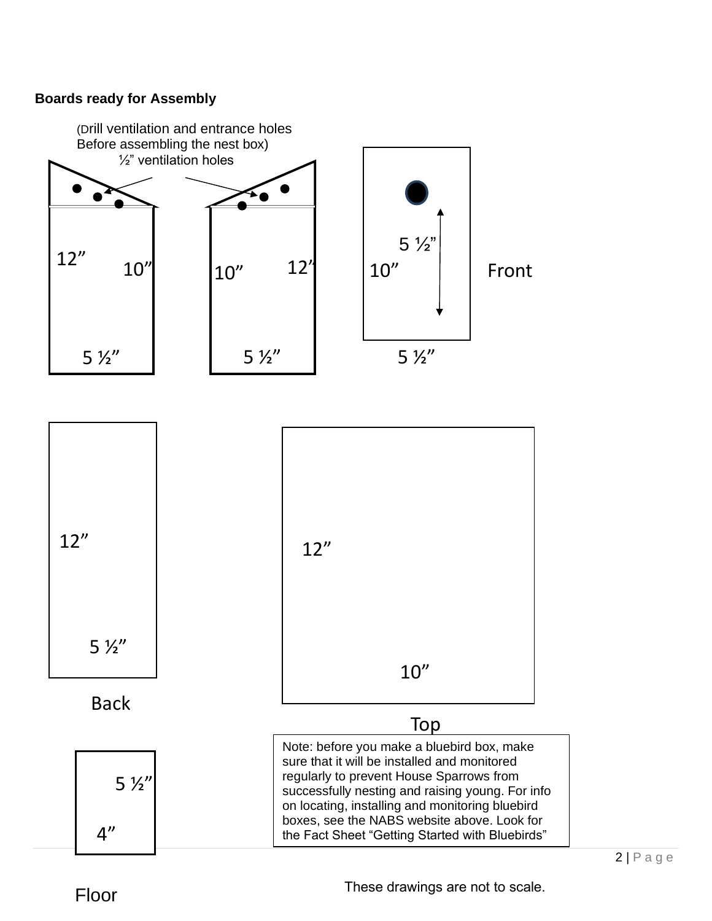**Boards ready for Assembly**

(Drill ventilation and entrance holes
Before assembling the nest box)
½" ventilation holes

12"
10"
5 ½"

10"
12"
5 ½"

5 ½"
10"
5 ½"
Front

12"
5 ½"
Back

12"
10"
Top

5 ½"
4"
Floor

Note: before you make a bluebird box, make sure that it will be installed and monitored regularly to prevent House Sparrows from successfully nesting and raising young. For info on locating, installing and monitoring bluebird boxes, see the NABS website above. Look for the Fact Sheet "Getting Started with Bluebirds"

These drawings are not to scale.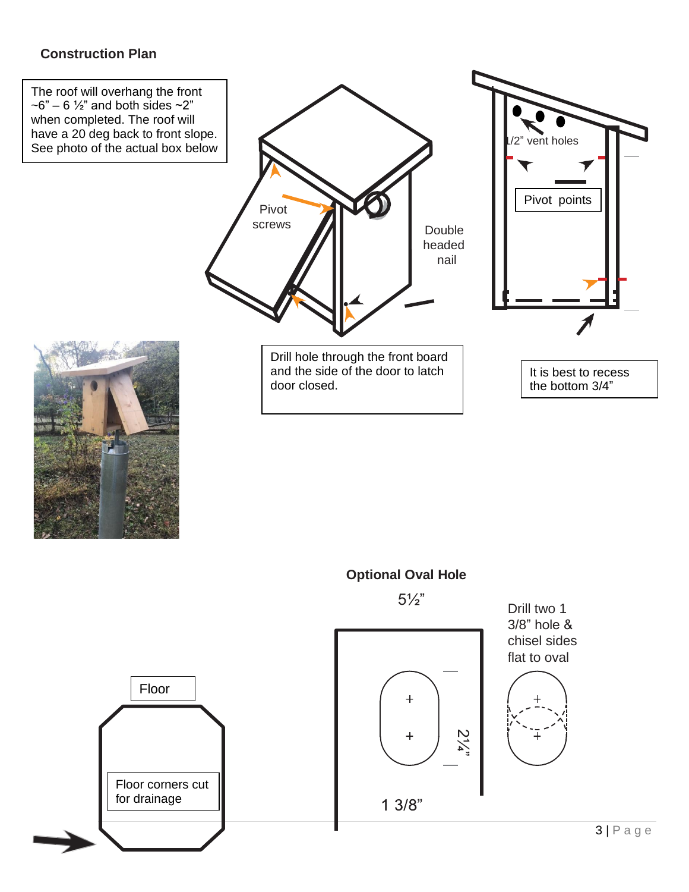**Construction Plan**

The roof will overhang the front ~6” – 6 ½” and both sides ~2” when completed. The roof will have a 20 deg back to front slope. See photo of the actual box below

Pivot screws

Double headed nail

1/2” vent holes

Pivot points

Drill hole through the front board and the side of the door to latch door closed.

It is best to recess the bottom 3/4”

**Optional Oval Hole**

5½”

Drill two 1 3/8” hole & chisel sides flat to oval

2¼”

1 3/8”

Floor

Floor corners cut for drainage